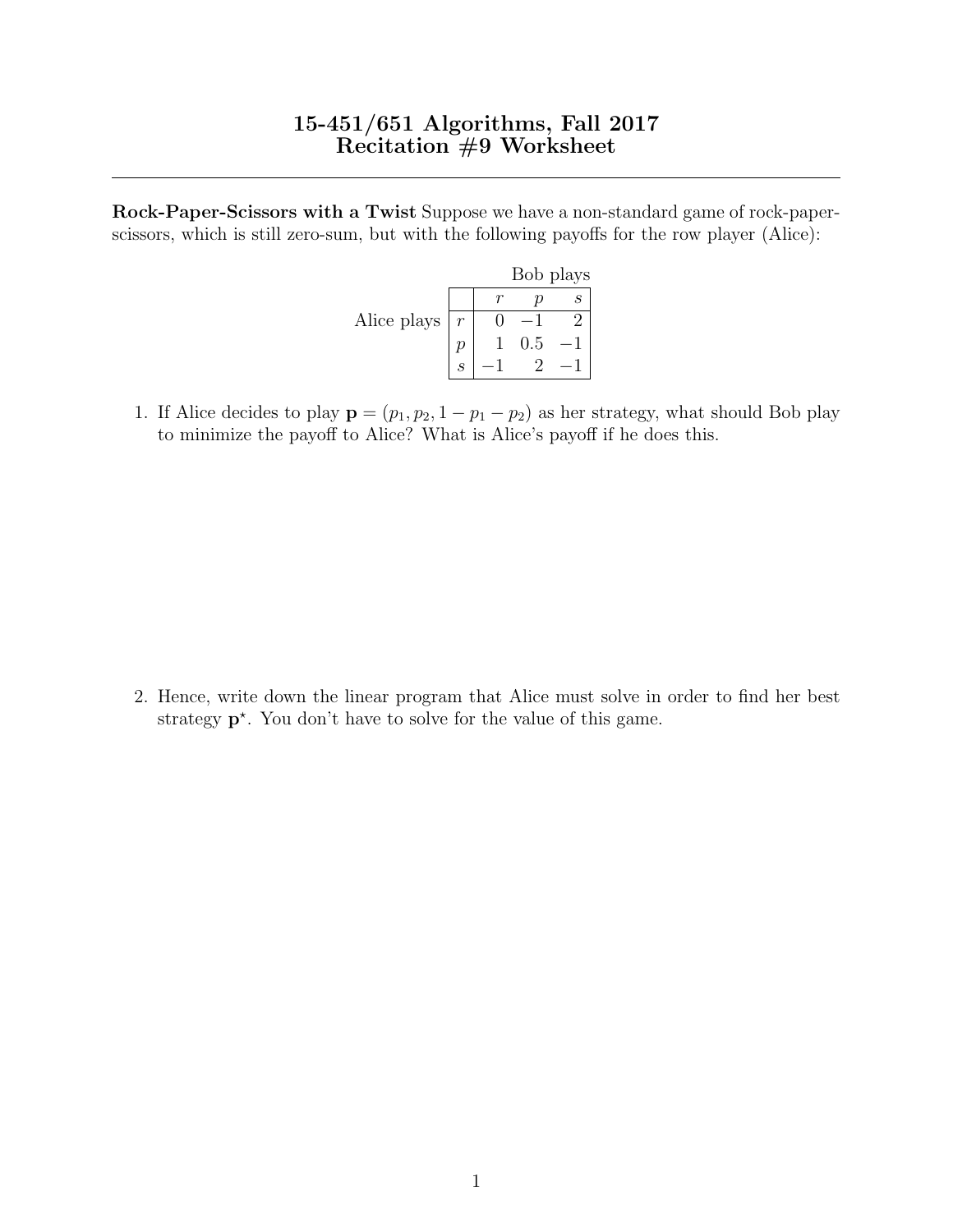# 15-451/651 Algorithms, Fall 2017
# Recitation #9 Worksheet

**Rock-Paper-Scissors with a Twist** Suppose we have a non-standard game of rock-paper-scissors, which is still zero-sum, but with the following payoffs for the row player (Alice):

| | | Bob plays | | |
|---|---|---|---|---|
| | | $r$ | $p$ | $s$ |
| Alice plays | $r$ | 0 | $-1$ | 2 |
| | $p$ | 1 | 0.5 | $-1$ |
| | $s$ | $-1$ | 2 | $-1$ |

1. If Alice decides to play $\mathbf{p} = (p_1, p_2, 1 - p_1 - p_2)$ as her strategy, what should Bob play to minimize the payoff to Alice? What is Alice's payoff if he does this.

2. Hence, write down the linear program that Alice must solve in order to find her best strategy $\mathbf{p}^{\star}$. You don't have to solve for the value of this game.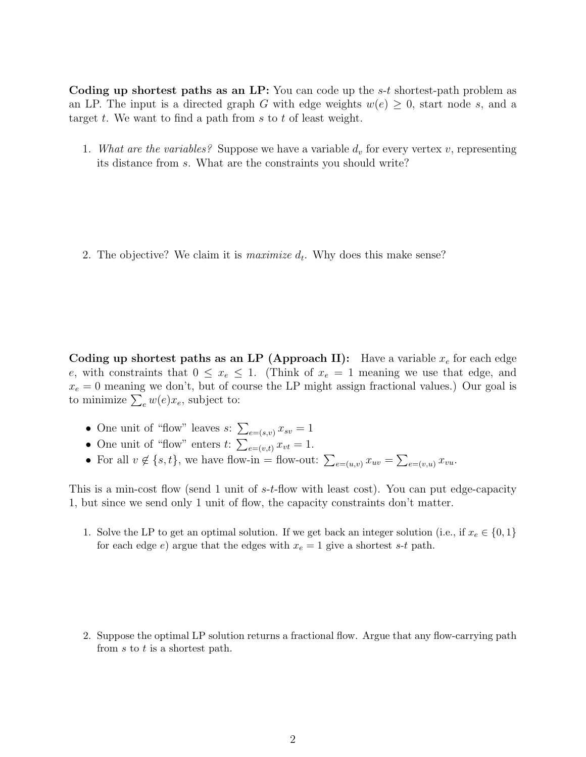**Coding up shortest paths as an LP:** You can code up the $s$-$t$ shortest-path problem as an LP. The input is a directed graph $G$ with edge weights $w(e) \geq 0$, start node $s$, and a target $t$. We want to find a path from $s$ to $t$ of least weight.

1. *What are the variables?* Suppose we have a variable $d_v$ for every vertex $v$, representing its distance from $s$. What are the constraints you should write?

2. The objective? We claim it is *maximize* $d_t$. Why does this make sense?

**Coding up shortest paths as an LP (Approach II):** Have a variable $x_e$ for each edge $e$, with constraints that $0 \leq x_e \leq 1$. (Think of $x_e = 1$ meaning we use that edge, and $x_e = 0$ meaning we don't, but of course the LP might assign fractional values.) Our goal is to minimize $\sum_e w(e) x_e$, subject to:

- One unit of "flow" leaves $s$: $\sum_{e=(s,v)} x_{sv} = 1$
- One unit of "flow" enters $t$: $\sum_{e=(v,t)} x_{vt} = 1$.
- For all $v \notin \{s, t\}$, we have flow-in = flow-out: $\sum_{e=(u,v)} x_{uv} = \sum_{e=(v,u)} x_{vu}$.

This is a min-cost flow (send 1 unit of $s$-$t$-flow with least cost). You can put edge-capacity 1, but since we send only 1 unit of flow, the capacity constraints don't matter.

1. Solve the LP to get an optimal solution. If we get back an integer solution (i.e., if $x_e \in \{0, 1\}$ for each edge $e$) argue that the edges with $x_e = 1$ give a shortest $s$-$t$ path.

2. Suppose the optimal LP solution returns a fractional flow. Argue that any flow-carrying path from $s$ to $t$ is a shortest path.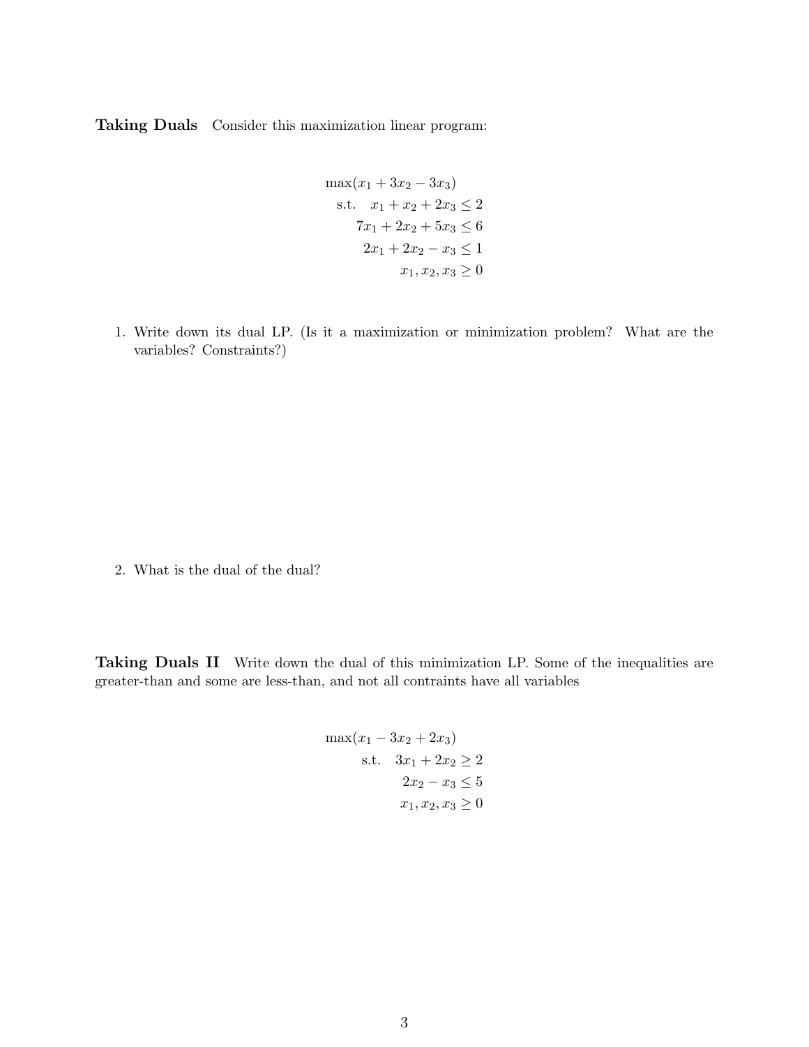**Taking Duals** Consider this maximization linear program:

$$
\begin{aligned}
\max(x_1 + 3x_2 - 3x_3) \\
\text{s.t.} \quad x_1 + x_2 + 2x_3 \leq 2 \\
7x_1 + 2x_2 + 5x_3 \leq 6 \\
2x_1 + 2x_2 - x_3 \leq 1 \\
x_1, x_2, x_3 \geq 0
\end{aligned}
$$

1. Write down its dual LP. (Is it a maximization or minimization problem? What are the variables? Constraints?)

2. What is the dual of the dual?

**Taking Duals II** Write down the dual of this minimization LP. Some of the inequalities are greater-than and some are less-than, and not all contraints have all variables

$$
\begin{aligned}
\max(x_1 - 3x_2 + 2x_3) \\
\text{s.t.} \quad 3x_1 + 2x_2 \geq 2 \\
2x_2 - x_3 \leq 5 \\
x_1, x_2, x_3 \geq 0
\end{aligned}
$$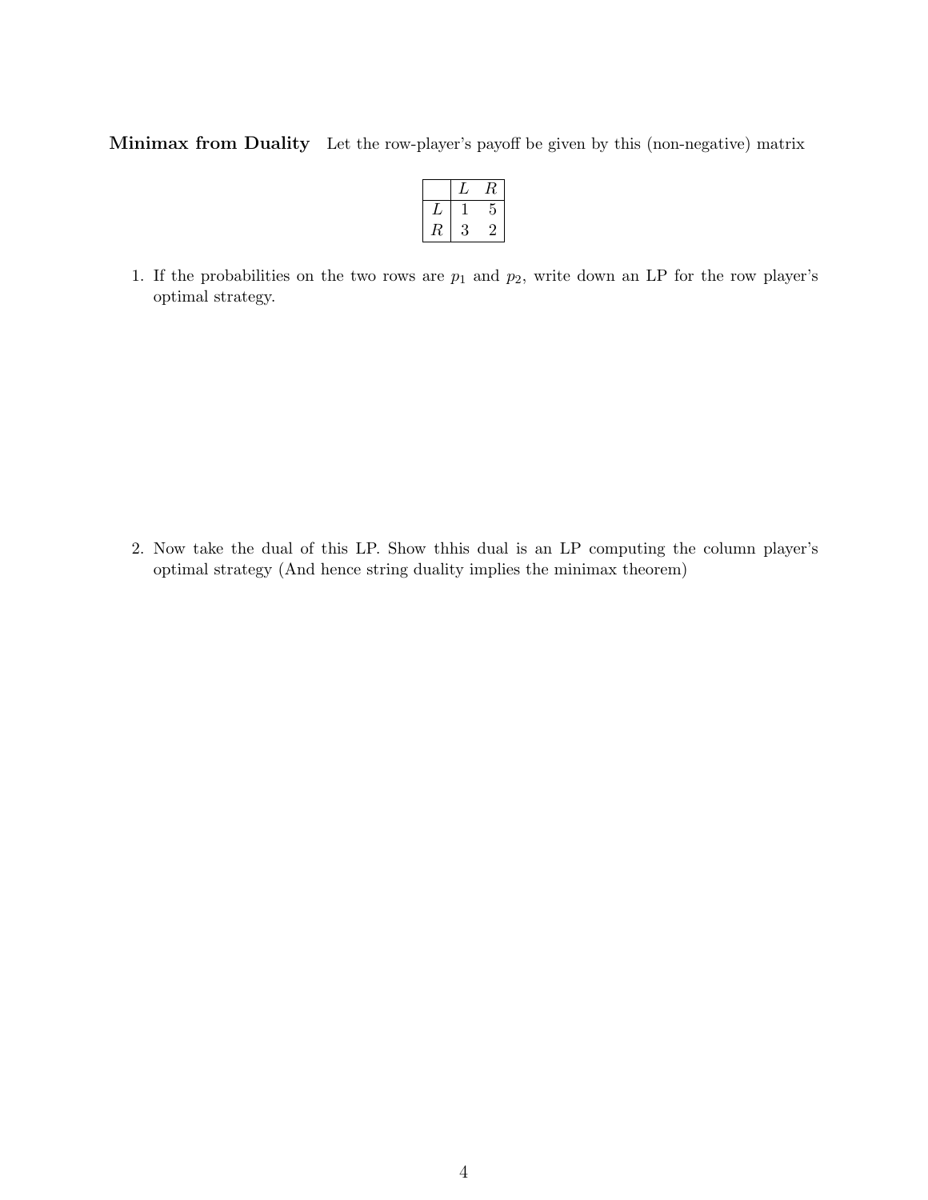**Minimax from Duality** Let the row-player's payoff be given by this (non-negative) matrix

| | $L$ | $R$ |
|---|---|---|
| $L$ | 1 | 5 |
| $R$ | 3 | 2 |

1. If the probabilities on the two rows are $p_1$ and $p_2$, write down an LP for the row player's optimal strategy.

2. Now take the dual of this LP. Show thhis dual is an LP computing the column player's optimal strategy (And hence string duality implies the minimax theorem)